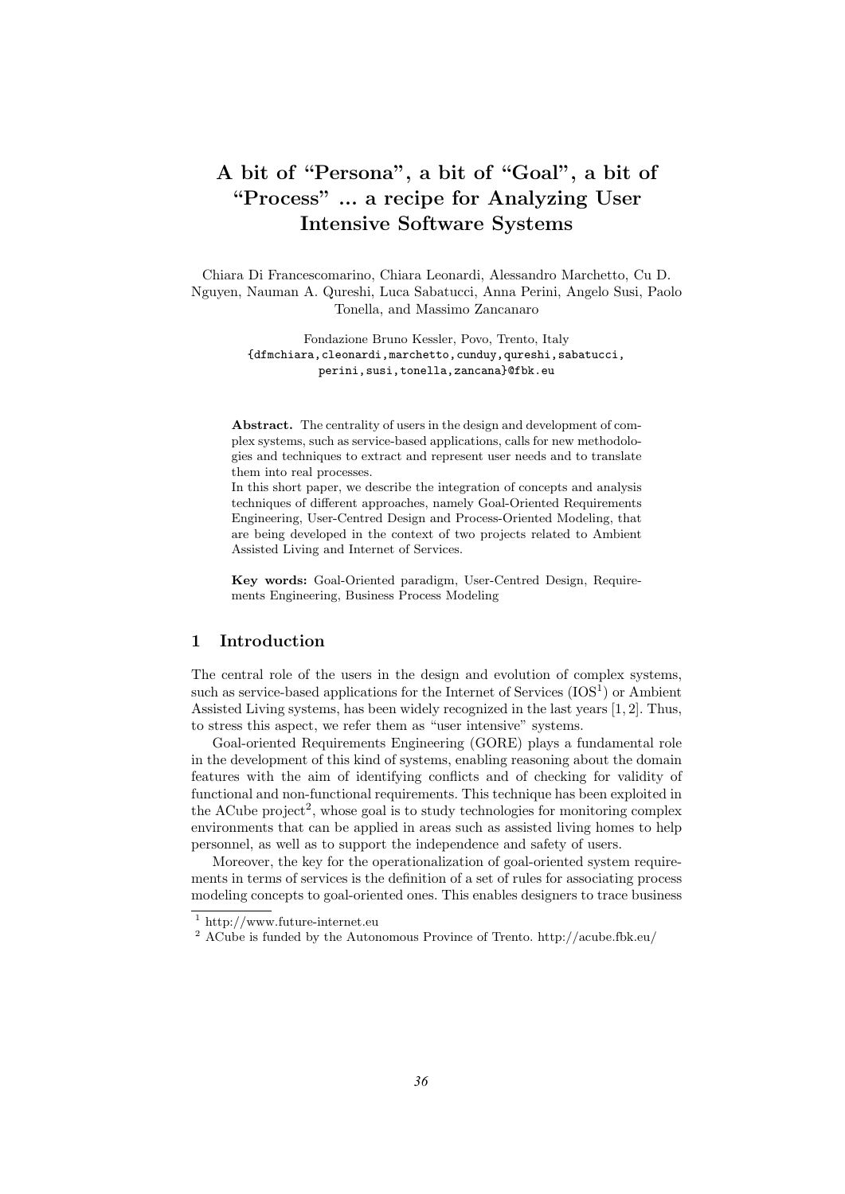# A bit of "Persona", a bit of "Goal", a bit of "Process" ... a recipe for Analyzing User Intensive Software Systems

Chiara Di Francescomarino, Chiara Leonardi, Alessandro Marchetto, Cu D. Nguyen, Nauman A. Qureshi, Luca Sabatucci, Anna Perini, Angelo Susi, Paolo Tonella, and Massimo Zancanaro

Fondazione Bruno Kessler, Povo, Trento, Italy
{dfmchiara,cleonardi,marchetto,cunduy,qureshi,sabatucci, perini,susi,tonella,zancana}@fbk.eu

**Abstract.** The centrality of users in the design and development of complex systems, such as service-based applications, calls for new methodologies and techniques to extract and represent user needs and to translate them into real processes.

In this short paper, we describe the integration of concepts and analysis techniques of different approaches, namely Goal-Oriented Requirements Engineering, User-Centred Design and Process-Oriented Modeling, that are being developed in the context of two projects related to Ambient Assisted Living and Internet of Services.

**Key words:** Goal-Oriented paradigm, User-Centred Design, Requirements Engineering, Business Process Modeling

## 1 Introduction

The central role of the users in the design and evolution of complex systems, such as service-based applications for the Internet of Services (IOS[1]) or Ambient Assisted Living systems, has been widely recognized in the last years [1, 2]. Thus, to stress this aspect, we refer them as "user intensive" systems.

Goal-oriented Requirements Engineering (GORE) plays a fundamental role in the development of this kind of systems, enabling reasoning about the domain features with the aim of identifying conflicts and of checking for validity of functional and non-functional requirements. This technique has been exploited in the ACube project[2], whose goal is to study technologies for monitoring complex environments that can be applied in areas such as assisted living homes to help personnel, as well as to support the independence and safety of users.

Moreover, the key for the operationalization of goal-oriented system requirements in terms of services is the definition of a set of rules for associating process modeling concepts to goal-oriented ones. This enables designers to trace business

[1] http://www.future-internet.eu

[2] ACube is funded by the Autonomous Province of Trento. http://acube.fbk.eu/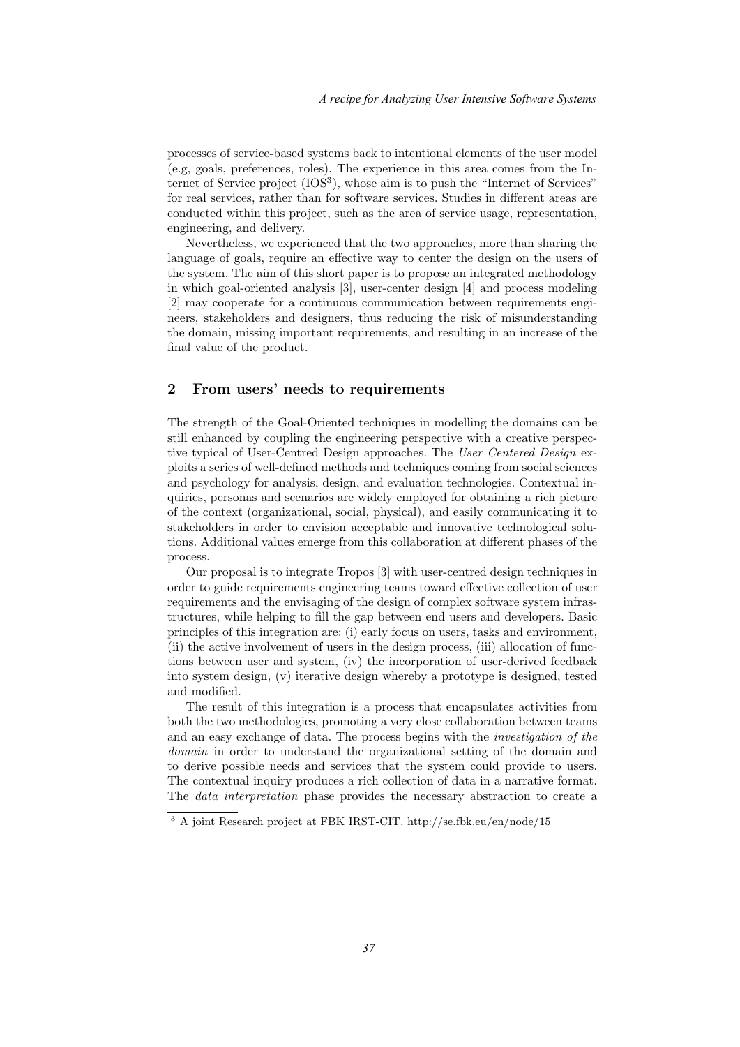processes of service-based systems back to intentional elements of the user model (e.g, goals, preferences, roles). The experience in this area comes from the Internet of Service project (IOS[3]), whose aim is to push the "Internet of Services" for real services, rather than for software services. Studies in different areas are conducted within this project, such as the area of service usage, representation, engineering, and delivery.

Nevertheless, we experienced that the two approaches, more than sharing the language of goals, require an effective way to center the design on the users of the system. The aim of this short paper is to propose an integrated methodology in which goal-oriented analysis [3], user-center design [4] and process modeling [2] may cooperate for a continuous communication between requirements engineers, stakeholders and designers, thus reducing the risk of misunderstanding the domain, missing important requirements, and resulting in an increase of the final value of the product.

## 2 From users' needs to requirements

The strength of the Goal-Oriented techniques in modelling the domains can be still enhanced by coupling the engineering perspective with a creative perspective typical of User-Centred Design approaches. The *User Centered Design* exploits a series of well-defined methods and techniques coming from social sciences and psychology for analysis, design, and evaluation technologies. Contextual inquiries, personas and scenarios are widely employed for obtaining a rich picture of the context (organizational, social, physical), and easily communicating it to stakeholders in order to envision acceptable and innovative technological solutions. Additional values emerge from this collaboration at different phases of the process.

Our proposal is to integrate Tropos [3] with user-centred design techniques in order to guide requirements engineering teams toward effective collection of user requirements and the envisaging of the design of complex software system infrastructures, while helping to fill the gap between end users and developers. Basic principles of this integration are: (i) early focus on users, tasks and environment, (ii) the active involvement of users in the design process, (iii) allocation of functions between user and system, (iv) the incorporation of user-derived feedback into system design, (v) iterative design whereby a prototype is designed, tested and modified.

The result of this integration is a process that encapsulates activities from both the two methodologies, promoting a very close collaboration between teams and an easy exchange of data. The process begins with the *investigation of the domain* in order to understand the organizational setting of the domain and to derive possible needs and services that the system could provide to users. The contextual inquiry produces a rich collection of data in a narrative format. The *data interpretation* phase provides the necessary abstraction to create a

[3] A joint Research project at FBK IRST-CIT. http://se.fbk.eu/en/node/15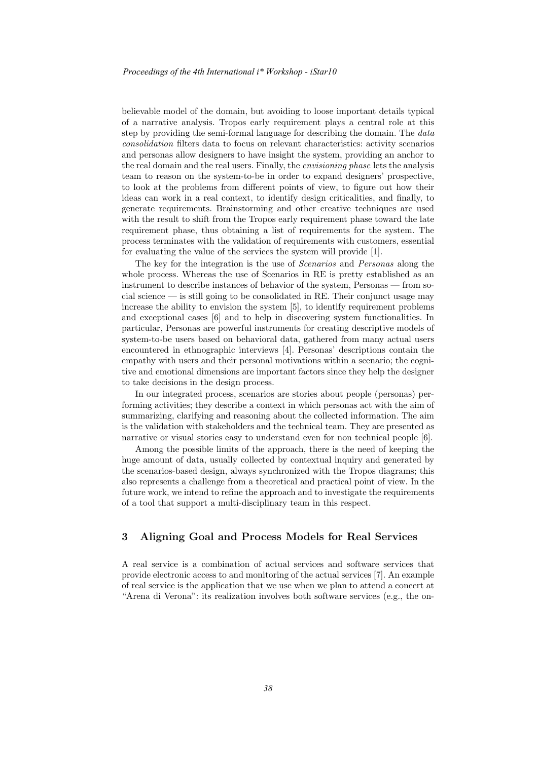believable model of the domain, but avoiding to loose important details typical of a narrative analysis. Tropos early requirement plays a central role at this step by providing the semi-formal language for describing the domain. The *data consolidation* filters data to focus on relevant characteristics: activity scenarios and personas allow designers to have insight the system, providing an anchor to the real domain and the real users. Finally, the *envisioning phase* lets the analysis team to reason on the system-to-be in order to expand designers' prospective, to look at the problems from different points of view, to figure out how their ideas can work in a real context, to identify design criticalities, and finally, to generate requirements. Brainstorming and other creative techniques are used with the result to shift from the Tropos early requirement phase toward the late requirement phase, thus obtaining a list of requirements for the system. The process terminates with the validation of requirements with customers, essential for evaluating the value of the services the system will provide [1].

The key for the integration is the use of *Scenarios* and *Personas* along the whole process. Whereas the use of Scenarios in RE is pretty established as an instrument to describe instances of behavior of the system, Personas — from social science — is still going to be consolidated in RE. Their conjunct usage may increase the ability to envision the system [5], to identify requirement problems and exceptional cases [6] and to help in discovering system functionalities. In particular, Personas are powerful instruments for creating descriptive models of system-to-be users based on behavioral data, gathered from many actual users encountered in ethnographic interviews [4]. Personas' descriptions contain the empathy with users and their personal motivations within a scenario; the cognitive and emotional dimensions are important factors since they help the designer to take decisions in the design process.

In our integrated process, scenarios are stories about people (personas) performing activities; they describe a context in which personas act with the aim of summarizing, clarifying and reasoning about the collected information. The aim is the validation with stakeholders and the technical team. They are presented as narrative or visual stories easy to understand even for non technical people [6].

Among the possible limits of the approach, there is the need of keeping the huge amount of data, usually collected by contextual inquiry and generated by the scenarios-based design, always synchronized with the Tropos diagrams; this also represents a challenge from a theoretical and practical point of view. In the future work, we intend to refine the approach and to investigate the requirements of a tool that support a multi-disciplinary team in this respect.

## 3 Aligning Goal and Process Models for Real Services

A real service is a combination of actual services and software services that provide electronic access to and monitoring of the actual services [7]. An example of real service is the application that we use when we plan to attend a concert at "Arena di Verona": its realization involves both software services (e.g., the on-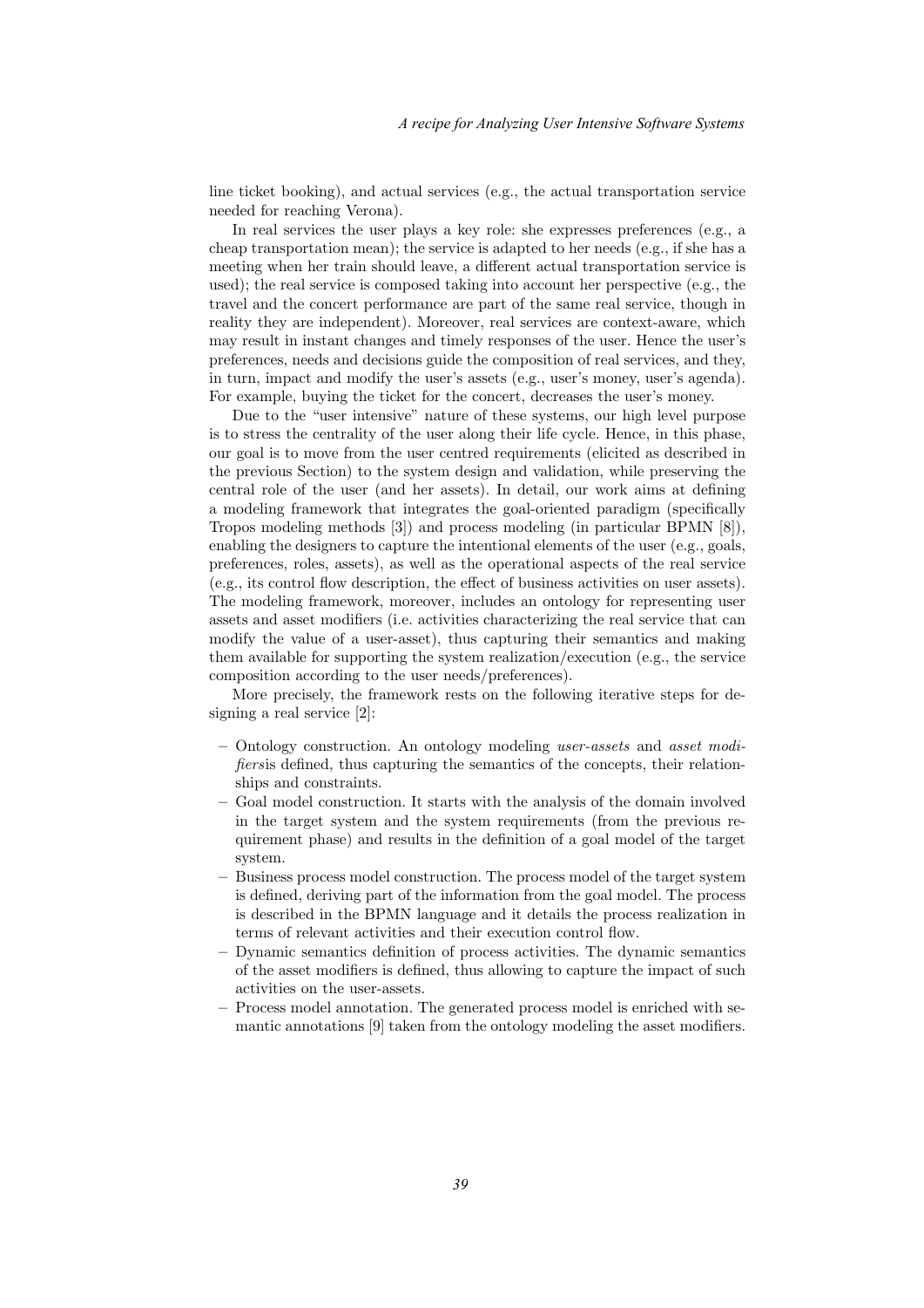line ticket booking), and actual services (e.g., the actual transportation service needed for reaching Verona).

In real services the user plays a key role: she expresses preferences (e.g., a cheap transportation mean); the service is adapted to her needs (e.g., if she has a meeting when her train should leave, a different actual transportation service is used); the real service is composed taking into account her perspective (e.g., the travel and the concert performance are part of the same real service, though in reality they are independent). Moreover, real services are context-aware, which may result in instant changes and timely responses of the user. Hence the user's preferences, needs and decisions guide the composition of real services, and they, in turn, impact and modify the user's assets (e.g., user's money, user's agenda). For example, buying the ticket for the concert, decreases the user's money.

Due to the "user intensive" nature of these systems, our high level purpose is to stress the centrality of the user along their life cycle. Hence, in this phase, our goal is to move from the user centred requirements (elicited as described in the previous Section) to the system design and validation, while preserving the central role of the user (and her assets). In detail, our work aims at defining a modeling framework that integrates the goal-oriented paradigm (specifically Tropos modeling methods [3]) and process modeling (in particular BPMN [8]), enabling the designers to capture the intentional elements of the user (e.g., goals, preferences, roles, assets), as well as the operational aspects of the real service (e.g., its control flow description, the effect of business activities on user assets). The modeling framework, moreover, includes an ontology for representing user assets and asset modifiers (i.e. activities characterizing the real service that can modify the value of a user-asset), thus capturing their semantics and making them available for supporting the system realization/execution (e.g., the service composition according to the user needs/preferences).

More precisely, the framework rests on the following iterative steps for designing a real service [2]:

- Ontology construction. An ontology modeling *user-assets* and *asset modifiers*is defined, thus capturing the semantics of the concepts, their relationships and constraints.
- Goal model construction. It starts with the analysis of the domain involved in the target system and the system requirements (from the previous requirement phase) and results in the definition of a goal model of the target system.
- Business process model construction. The process model of the target system is defined, deriving part of the information from the goal model. The process is described in the BPMN language and it details the process realization in terms of relevant activities and their execution control flow.
- Dynamic semantics definition of process activities. The dynamic semantics of the asset modifiers is defined, thus allowing to capture the impact of such activities on the user-assets.
- Process model annotation. The generated process model is enriched with semantic annotations [9] taken from the ontology modeling the asset modifiers.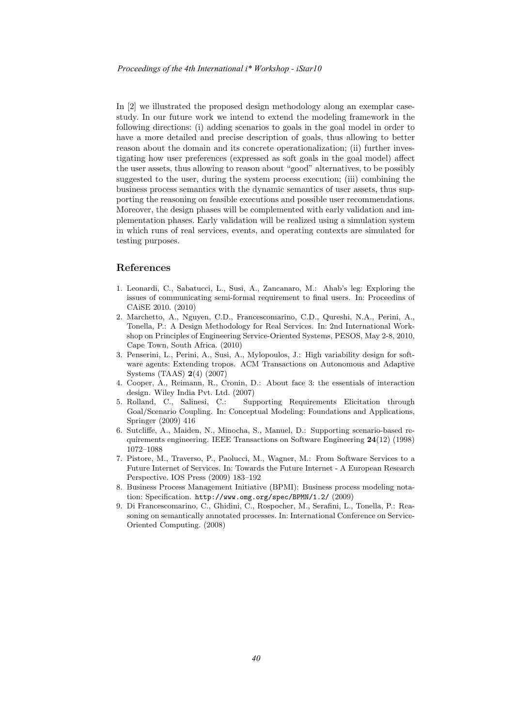In [2] we illustrated the proposed design methodology along an exemplar case-study. In our future work we intend to extend the modeling framework in the following directions: (i) adding scenarios to goals in the goal model in order to have a more detailed and precise description of goals, thus allowing to better reason about the domain and its concrete operationalization; (ii) further investigating how user preferences (expressed as soft goals in the goal model) affect the user assets, thus allowing to reason about "good" alternatives, to be possibly suggested to the user, during the system process execution; (iii) combining the business process semantics with the dynamic semantics of user assets, thus supporting the reasoning on feasible executions and possible user recommendations. Moreover, the design phases will be complemented with early validation and implementation phases. Early validation will be realized using a simulation system in which runs of real services, events, and operating contexts are simulated for testing purposes.

## References

1. Leonardi, C., Sabatucci, L., Susi, A., Zancanaro, M.: Ahab's leg: Exploring the issues of communicating semi-formal requirement to final users. In: Proceedins of CAiSE 2010. (2010)
2. Marchetto, A., Nguyen, C.D., Francescomarino, C.D., Qureshi, N.A., Perini, A., Tonella, P.: A Design Methodology for Real Services. In: 2nd International Workshop on Principles of Engineering Service-Oriented Systems, PESOS, May 2-8, 2010, Cape Town, South Africa. (2010)
3. Penserini, L., Perini, A., Susi, A., Mylopoulos, J.: High variability design for software agents: Extending tropos. ACM Transactions on Autonomous and Adaptive Systems (TAAS) **2**(4) (2007)
4. Cooper, A., Reimann, R., Cronin, D.: About face 3: the essentials of interaction design. Wiley India Pvt. Ltd. (2007)
5. Rolland, C., Salinesi, C.: Supporting Requirements Elicitation through Goal/Scenario Coupling. In: Conceptual Modeling: Foundations and Applications, Springer (2009) 416
6. Sutcliffe, A., Maiden, N., Minocha, S., Manuel, D.: Supporting scenario-based requirements engineering. IEEE Transactions on Software Engineering **24**(12) (1998) 1072–1088
7. Pistore, M., Traverso, P., Paolucci, M., Wagner, M.: From Software Services to a Future Internet of Services. In: Towards the Future Internet - A European Research Perspective. IOS Press (2009) 183–192
8. Business Process Management Initiative (BPMI): Business process modeling notation: Specification. `http://www.omg.org/spec/BPMN/1.2/` (2009)
9. Di Francescomarino, C., Ghidini, C., Rospocher, M., Serafini, L., Tonella, P.: Reasoning on semantically annotated processes. In: International Conference on Service-Oriented Computing. (2008)